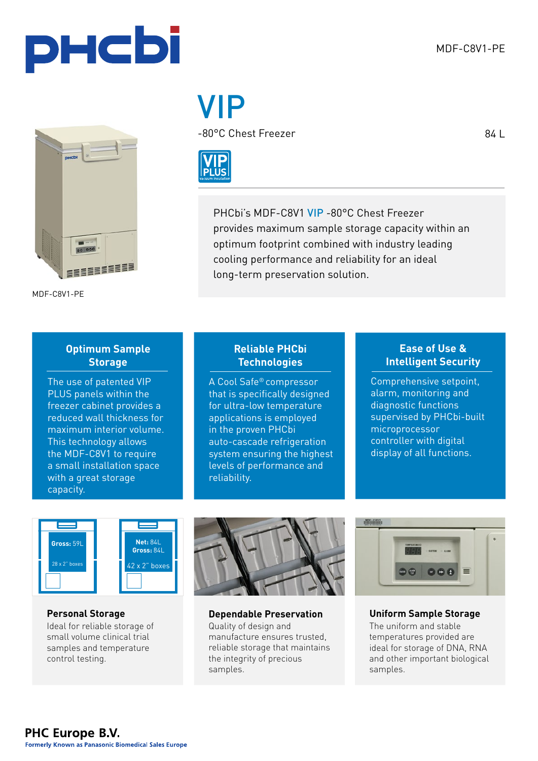MDF-C8V1-PE

# VIP

-80°C Chest Freezer

84 L

MDF-C8V1-PE

PHCbi's MDF-C8V1 VIP -80°C Chest Freezer provides maximum sample storage capacity within an optimum footprint combined with industry leading cooling performance and reliability for an ideal long-term preservation solution.

### Optimum Sample Storage

The use of patented VIP PLUS panels within the freezer cabinet provides a reduced wall thickness for maximum interior volume. This technology allows the MDF-C8V1 to require a small installation space with a great storage capacity.

### Reliable PHCbi Technologies

A Cool Safe® compressor that is specifically designed for ultra-low temperature applications is employed in the proven PHCbi auto-cascade refrigeration system ensuring the highest levels of performance and reliability.

### Ease of Use & Intelligent Security

Comprehensive setpoint, alarm, monitoring and diagnostic functions supervised by PHCbi-built microprocessor controller with digital display of all functions.

**Gross:** 59L
28 x 2" boxes

**Net:** 84L
**Gross:** 84L
42 x 2" boxes

### Personal Storage

Ideal for reliable storage of small volume clinical trial samples and temperature control testing.

### Dependable Preservation

Quality of design and manufacture ensures trusted, reliable storage that maintains the integrity of precious samples.

### Uniform Sample Storage

The uniform and stable temperatures provided are ideal for storage of DNA, RNA and other important biological samples.

**PHC Europe B.V.**
Formerly Known as Panasonic Biomedical Sales Europe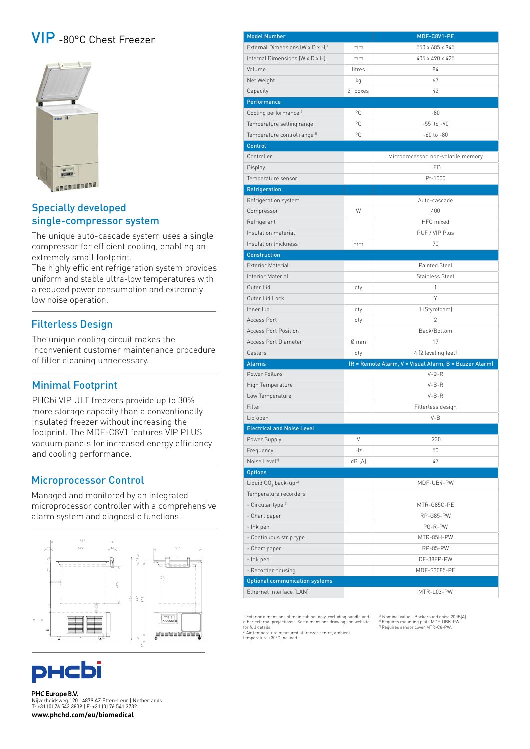# VIP -80°C Chest Freezer

## Specially developed single-compressor system

The unique auto-cascade system uses a single compressor for efficient cooling, enabling an extremely small footprint.
The highly efficient refrigeration system provides uniform and stable ultra-low temperatures with a reduced power consumption and extremely low noise operation.

## Filterless Design

The unique cooling circuit makes the inconvenient customer maintenance procedure of filter cleaning unnecessary.

## Minimal Footprint

PHCbi VIP ULT freezers provide up to 30% more storage capacity than a conventionally insulated freezer without increasing the footprint. The MDF-C8V1 features VIP PLUS vacuum panels for increased energy efficiency and cooling performance.

## Microprocessor Control

Managed and monitored by an integrated microprocessor controller with a comprehensive alarm system and diagnostic functions.

| Model Number | | MDF-C8V1-PE |
|---|---|---|
| External Dimensions (W x D x H)[1] | mm | 550 x 685 x 945 |
| Internal Dimensions (W x D x H) | mm | 405 x 490 x 425 |
| Volume | litres | 84 |
| Net Weight | kg | 67 |
| Capacity | 2" boxes | 42 |
| **Performance** | | |
| Cooling performance [2] | °C | -80 |
| Temperature setting range | °C | -55 to -90 |
| Temperature control range [2] | °C | -60 to -80 |
| **Control** | | |
| Controller | | Microprocessor, non-volatile memory |
| Display | | LED |
| Temperature sensor | | Pt-1000 |
| **Refrigeration** | | |
| Refrigeration system | | Auto-cascade |
| Compressor | W | 400 |
| Refrigerant | | HFC mixed |
| Insulation material | | PUF / VIP Plus |
| Insulation thickness | mm | 70 |
| **Construction** | | |
| Exterior Material | | Painted Steel |
| Interior Material | | Stainless Steel |
| Outer Lid | qty | 1 |
| Outer Lid Lock | | Y |
| Inner Lid | qty | 1 (Styrofoam) |
| Access Port | qty | 2 |
| Access Port Position | | Back/Bottom |
| Access Port Diameter | Ø mm | 17 |
| Casters | qty | 4 (2 leveling feet) |
| **Alarms** | | **(R = Remote Alarm, V = Visual Alarm, B = Buzzer Alarm)** |
| Power Failure | | V-B-R |
| High Temperature | | V-B-R |
| Low Temperature | | V-B-R |
| Filter | | Filterless design |
| Lid open | | V-B |
| **Electrical and Noise Level** | | |
| Power Supply | V | 230 |
| Frequency | Hz | 50 |
| Noise Level[3] | dB (A) | 47 |
| **Options** | | |
| Liquid $CO_2$ back-up [4] | | MDF-UB4-PW |
| Temperature recorders | | |
| - Circular type [5] | | MTR-G85C-PE |
| - Chart paper | | RP-G85-PW |
| - Ink pen | | PG-R-PW |
| - Continuous strip type | | MTR-85H-PW |
| - Chart paper | | RP-85-PW |
| - Ink pen | | DF-38FP-PW |
| - Recorder housing | | MDF-S3085-PE |
| **Optional communication systems** | | |
| Ethernet interface (LAN) | | MTR-L03-PW |

[1] Exterior dimensions of main cabinet only, excluding handle and other external projections - See dimensions drawings on website for full details.
[2] Air temperature measured at freezer centre, ambient temperature +30°C, no load.
[3] Nominal value - Background noise 20dB(A).
[4] Requires mounting plate MDF-UBK-PW.
[5] Requires sensor cover MTR-C8-PW.

PHC Europe B.V.
Nijverheidsweg 120 | 4879 AZ Etten-Leur | Netherlands
T: +31 (0) 76 543 3839 | F: +31 (0) 76 541 3732
**www.phchd.com/eu/biomedical**